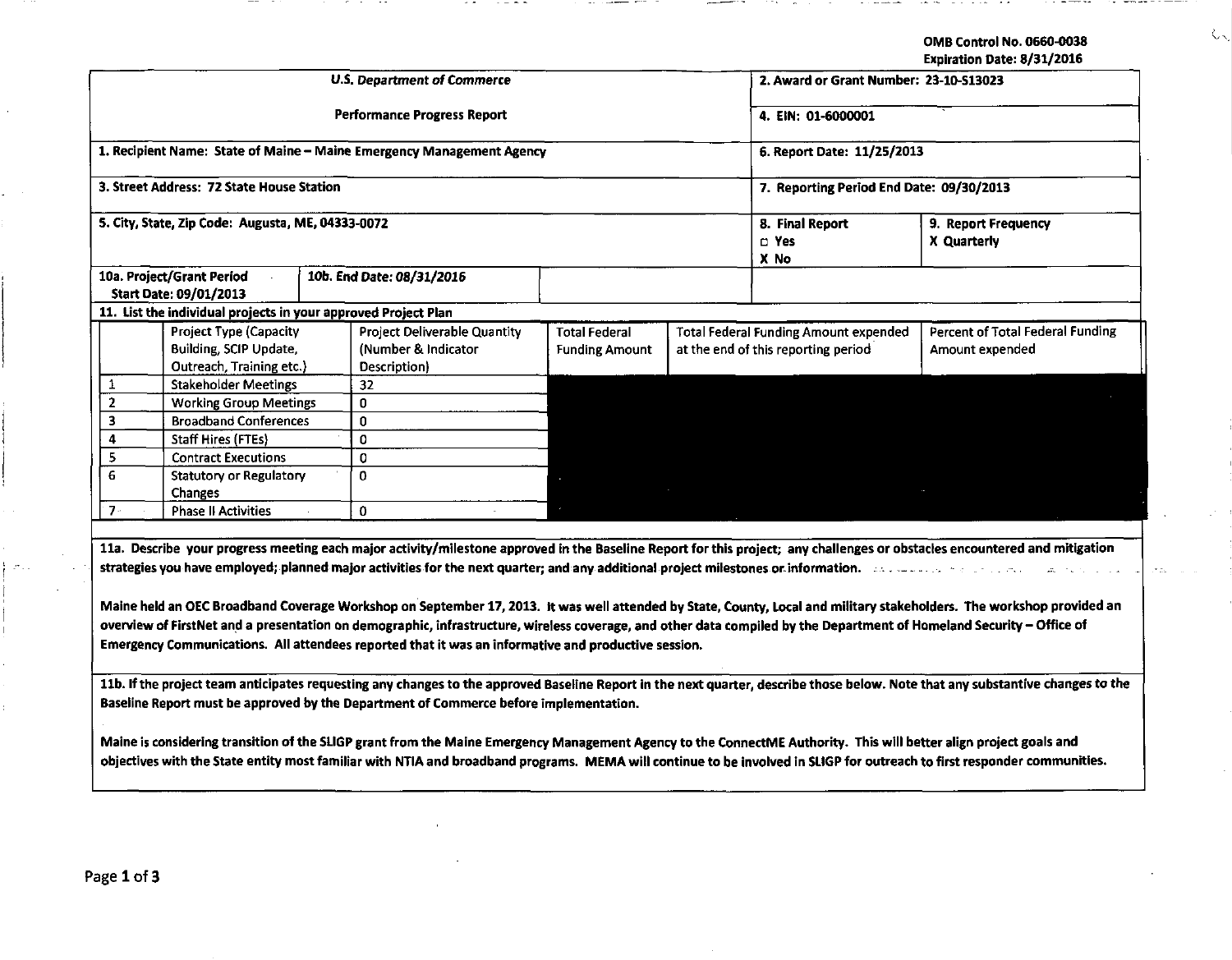OMB Control No. 0660-0038
Expiration Date: 8/31/2016

| U.S. Department of Commerce | 2. Award or Grant Number: 23-10-S13023 | |
|---|---|---|
| Performance Progress Report | 4. EIN: 01-6000001 | |
| 1. Recipient Name: State of Maine – Maine Emergency Management Agency | 6. Report Date: 11/25/2013 | |
| 3. Street Address: 72 State House Station | 7. Reporting Period End Date: 09/30/2013 | |
| 5. City, State, Zip Code: Augusta, ME, 04333-0072 | 8. Final Report<br>□ Yes<br>X No | 9. Report Frequency<br>X Quarterly |
| 10a. Project/Grant Period Start Date: 09/01/2013 | 10b. End Date: 08/31/2016 | |

**11. List the individual projects in your approved Project Plan**

| | Project Type (Capacity Building, SCIP Update, Outreach, Training etc.) | Project Deliverable Quantity (Number & Indicator Description) | Total Federal Funding Amount | Total Federal Funding Amount expended at the end of this reporting period | Percent of Total Federal Funding Amount expended |
|---|---|---|---|---|---|
| 1 | Stakeholder Meetings | 32 | | | |
| 2 | Working Group Meetings | 0 | | | |
| 3 | Broadband Conferences | 0 | | | |
| 4 | Staff Hires (FTEs) | 0 | | | |
| 5 | Contract Executions | 0 | | | |
| 6 | Statutory or Regulatory Changes | 0 | | | |
| 7 | Phase II Activities | 0 | | | |

**11a. Describe your progress meeting each major activity/milestone approved in the Baseline Report for this project; any challenges or obstacles encountered and mitigation strategies you have employed; planned major activities for the next quarter; and any additional project milestones or information.**

Maine held an OEC Broadband Coverage Workshop on September 17, 2013. It was well attended by State, County, Local and military stakeholders. The workshop provided an overview of FirstNet and a presentation on demographic, infrastructure, wireless coverage, and other data compiled by the Department of Homeland Security – Office of Emergency Communications. All attendees reported that it was an informative and productive session.

**11b. If the project team anticipates requesting any changes to the approved Baseline Report in the next quarter, describe those below. Note that any substantive changes to the Baseline Report must be approved by the Department of Commerce before implementation.**

Maine is considering transition of the SLIGP grant from the Maine Emergency Management Agency to the ConnectME Authority. This will better align project goals and objectives with the State entity most familiar with NTIA and broadband programs. MEMA will continue to be involved in SLIGP for outreach to first responder communities.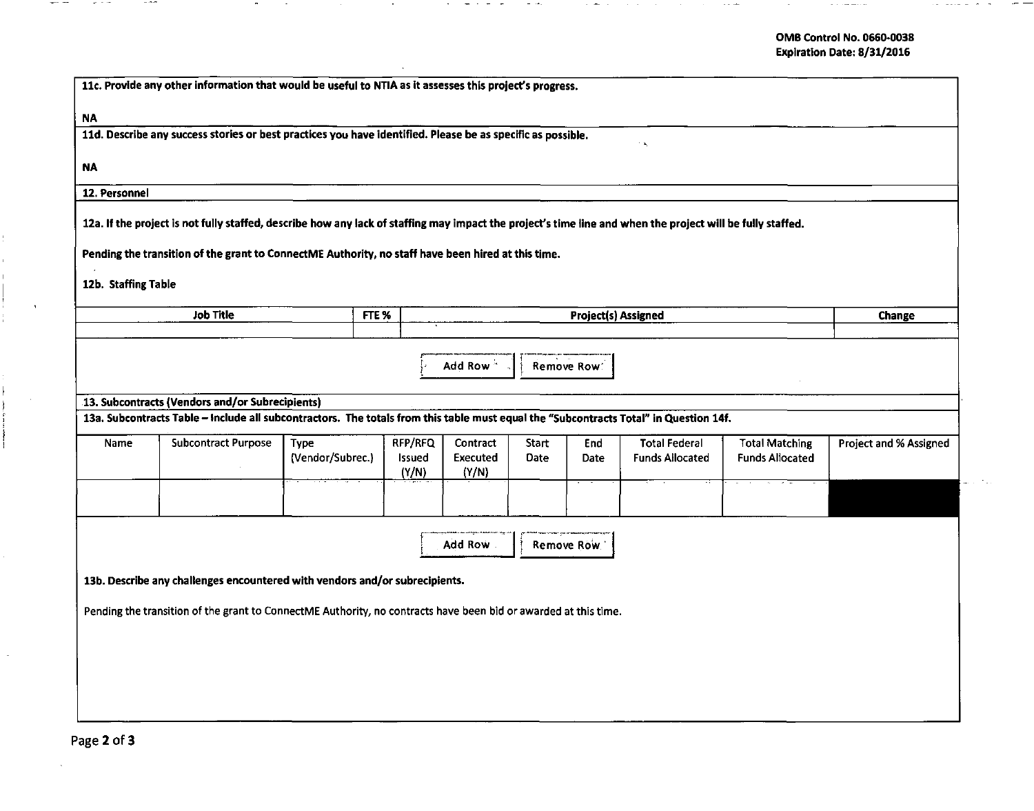OMB Control No. 0660-0038
Expiration Date: 8/31/2016

**11c. Provide any other information that would be useful to NTIA as it assesses this project's progress.**

**NA**

**11d. Describe any success stories or best practices you have identified. Please be as specific as possible.**

**NA**

## 12. Personnel

**12a. If the project is not fully staffed, describe how any lack of staffing may impact the project's time line and when the project will be fully staffed.**

**Pending the transition of the grant to ConnectME Authority, no staff have been hired at this time.**

**12b. Staffing Table**

| Job Title | FTE % | Project(s) Assigned | Change |
|---|---|---|---|
| | | | |

Add Row | Remove Row

## 13. Subcontracts (Vendors and/or Subrecipients)

**13a. Subcontracts Table – Include all subcontractors. The totals from this table must equal the "Subcontracts Total" in Question 14f.**

| Name | Subcontract Purpose | Type (Vendor/Subrec.) | RFP/RFQ Issued (Y/N) | Contract Executed (Y/N) | Start Date | End Date | Total Federal Funds Allocated | Total Matching Funds Allocated | Project and % Assigned |
|---|---|---|---|---|---|---|---|---|---|
| | | | | | | | | | |

Add Row | Remove Row

**13b. Describe any challenges encountered with vendors and/or subrecipients.**

Pending the transition of the grant to ConnectME Authority, no contracts have been bid or awarded at this time.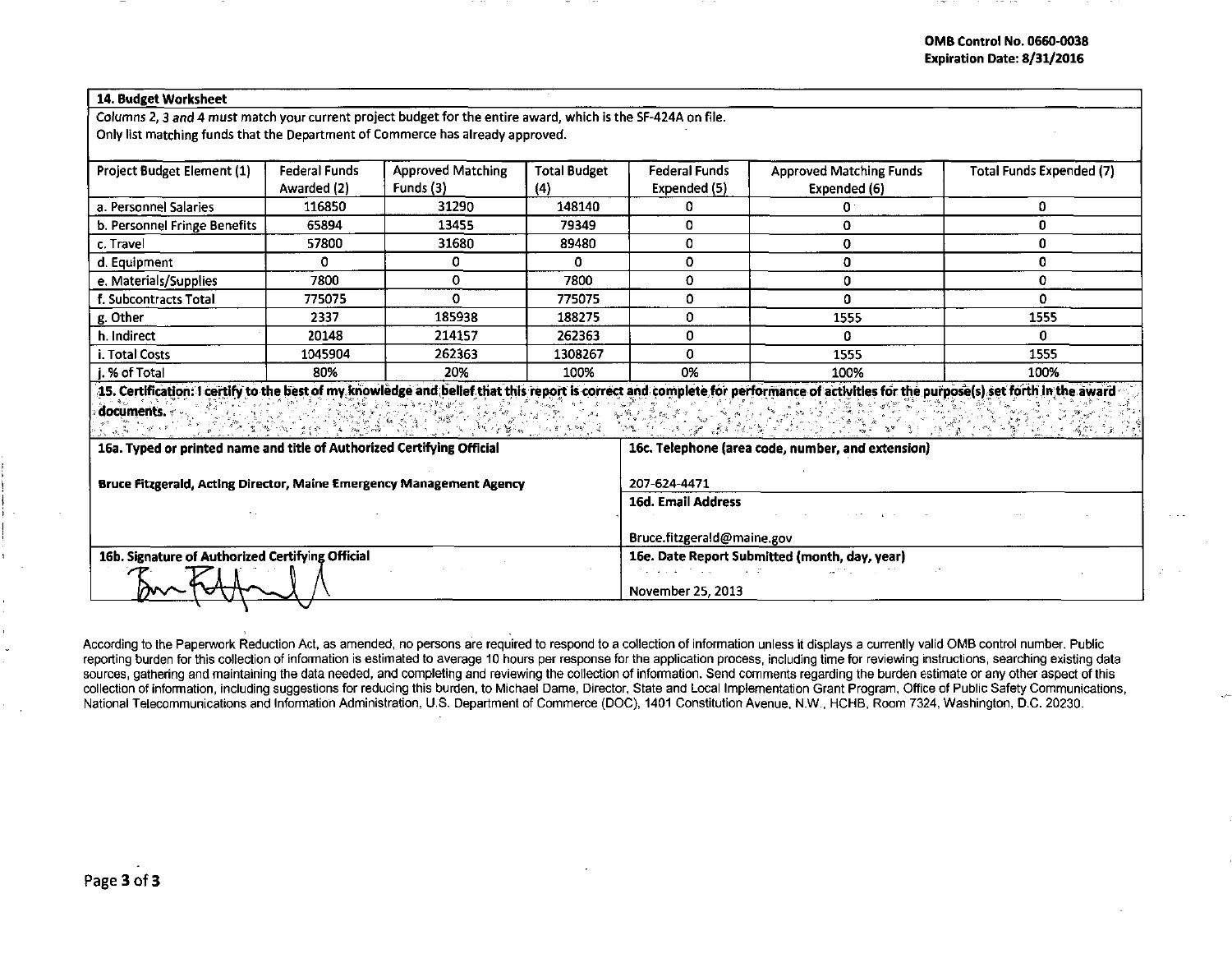OMB Control No. 0660-0038
Expiration Date: 8/31/2016

**14. Budget Worksheet**

Columns 2, 3 and 4 must match your current project budget for the entire award, which is the SF-424A on file.
Only list matching funds that the Department of Commerce has already approved.

| Project Budget Element (1) | Federal Funds Awarded (2) | Approved Matching Funds (3) | Total Budget (4) | Federal Funds Expended (5) | Approved Matching Funds Expended (6) | Total Funds Expended (7) |
|---|---|---|---|---|---|---|
| a. Personnel Salaries | 116850 | 31290 | 148140 | 0 | 0 | 0 |
| b. Personnel Fringe Benefits | 65894 | 13455 | 79349 | 0 | 0 | 0 |
| c. Travel | 57800 | 31680 | 89480 | 0 | 0 | 0 |
| d. Equipment | 0 | 0 | 0 | 0 | 0 | 0 |
| e. Materials/Supplies | 7800 | 0 | 7800 | 0 | 0 | 0 |
| f. Subcontracts Total | 775075 | 0 | 775075 | 0 | 0 | 0 |
| g. Other | 2337 | 185938 | 188275 | 0 | 1555 | 1555 |
| h. Indirect | 20148 | 214157 | 262363 | 0 | 0 | 0 |
| i. Total Costs | 1045904 | 262363 | 1308267 | 0 | 1555 | 1555 |
| j. % of Total | 80% | 20% | 100% | 0% | 100% | 100% |

**15. Certification: I certify to the best of my knowledge and belief that this report is correct and complete for performance of activities for the purpose(s) set forth in the award documents.**

| | |
|---|---|
| **16a. Typed or printed name and title of Authorized Certifying Official**<br><br>**Bruce Fitzgerald, Acting Director, Maine Emergency Management Agency** | **16c. Telephone (area code, number, and extension)**<br><br>207-624-4471 |
| | **16d. Email Address**<br><br>Bruce.fitzgerald@maine.gov |
| **16b. Signature of Authorized Certifying Official** | **16e. Date Report Submitted (month, day, year)**<br><br>November 25, 2013 |

According to the Paperwork Reduction Act, as amended, no persons are required to respond to a collection of information unless it displays a currently valid OMB control number. Public reporting burden for this collection of information is estimated to average 10 hours per response for the application process, including time for reviewing instructions, searching existing data sources, gathering and maintaining the data needed, and completing and reviewing the collection of information. Send comments regarding the burden estimate or any other aspect of this collection of information, including suggestions for reducing this burden, to Michael Dame, Director, State and Local Implementation Grant Program, Office of Public Safety Communications, National Telecommunications and Information Administration, U.S. Department of Commerce (DOC), 1401 Constitution Avenue, N.W., HCHB, Room 7324, Washington, D.C. 20230.